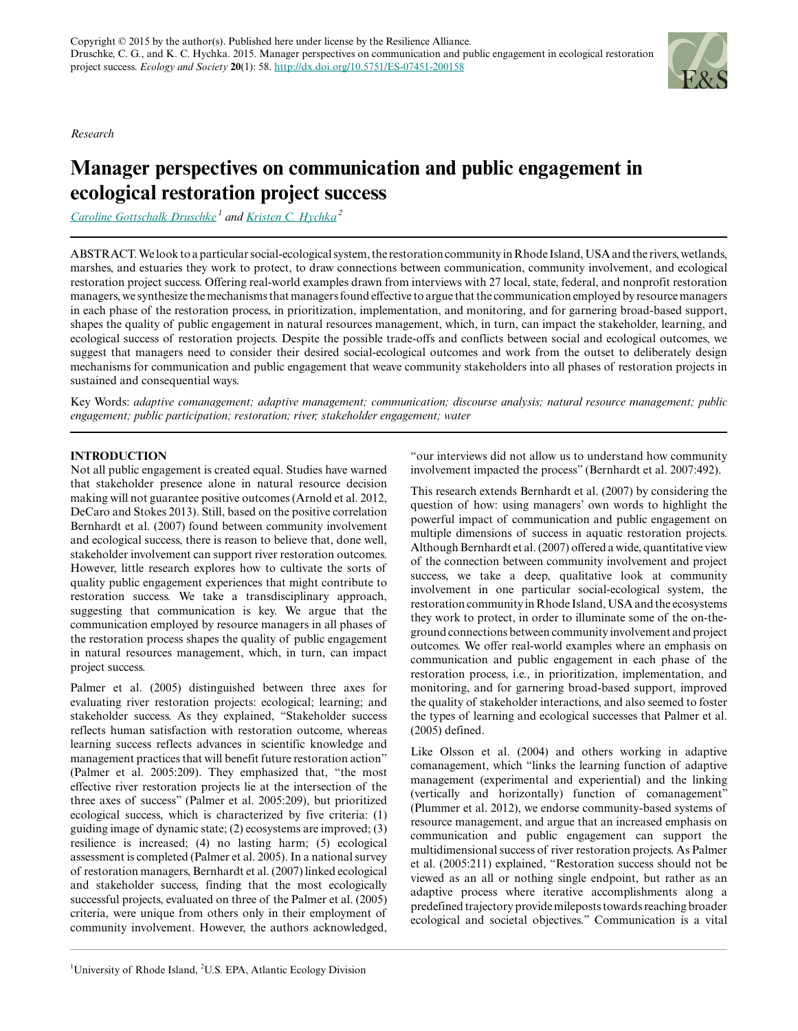Copyright © 2015 by the author(s). Published here under license by the Resilience Alliance.
Druschke, C. G., and K. C. Hychka. 2015. Manager perspectives on communication and public engagement in ecological restoration project success. *Ecology and Society* **20**(1): 58. http://dx.doi.org/10.5751/ES-07451-200158

*Research*

# Manager perspectives on communication and public engagement in ecological restoration project success

*Caroline Gottschalk Druschke*[1] *and Kristen C. Hychka*[2]

ABSTRACT. We look to a particular social-ecological system, the restoration community in Rhode Island, USA and the rivers, wetlands, marshes, and estuaries they work to protect, to draw connections between communication, community involvement, and ecological restoration project success. Offering real-world examples drawn from interviews with 27 local, state, federal, and nonprofit restoration managers, we synthesize the mechanisms that managers found effective to argue that the communication employed by resource managers in each phase of the restoration process, in prioritization, implementation, and monitoring, and for garnering broad-based support, shapes the quality of public engagement in natural resources management, which, in turn, can impact the stakeholder, learning, and ecological success of restoration projects. Despite the possible trade-offs and conflicts between social and ecological outcomes, we suggest that managers need to consider their desired social-ecological outcomes and work from the outset to deliberately design mechanisms for communication and public engagement that weave community stakeholders into all phases of restoration projects in sustained and consequential ways.

Key Words: *adaptive comanagement; adaptive management; communication; discourse analysis; natural resource management; public engagement; public participation; restoration; river; stakeholder engagement; water*

## INTRODUCTION

Not all public engagement is created equal. Studies have warned that stakeholder presence alone in natural resource decision making will not guarantee positive outcomes (Arnold et al. 2012, DeCaro and Stokes 2013). Still, based on the positive correlation Bernhardt et al. (2007) found between community involvement and ecological success, there is reason to believe that, done well, stakeholder involvement can support river restoration outcomes. However, little research explores how to cultivate the sorts of quality public engagement experiences that might contribute to restoration success. We take a transdisciplinary approach, suggesting that communication is key. We argue that the communication employed by resource managers in all phases of the restoration process shapes the quality of public engagement in natural resources management, which, in turn, can impact project success.

Palmer et al. (2005) distinguished between three axes for evaluating river restoration projects: ecological; learning; and stakeholder success. As they explained, "Stakeholder success reflects human satisfaction with restoration outcome, whereas learning success reflects advances in scientific knowledge and management practices that will benefit future restoration action" (Palmer et al. 2005:209). They emphasized that, "the most effective river restoration projects lie at the intersection of the three axes of success" (Palmer et al. 2005:209), but prioritized ecological success, which is characterized by five criteria: (1) guiding image of dynamic state; (2) ecosystems are improved; (3) resilience is increased; (4) no lasting harm; (5) ecological assessment is completed (Palmer et al. 2005). In a national survey of restoration managers, Bernhardt et al. (2007) linked ecological and stakeholder success, finding that the most ecologically successful projects, evaluated on three of the Palmer et al. (2005) criteria, were unique from others only in their employment of community involvement. However, the authors acknowledged, "our interviews did not allow us to understand how community involvement impacted the process" (Bernhardt et al. 2007:492).

This research extends Bernhardt et al. (2007) by considering the question of how: using managers' own words to highlight the powerful impact of communication and public engagement on multiple dimensions of success in aquatic restoration projects. Although Bernhardt et al. (2007) offered a wide, quantitative view of the connection between community involvement and project success, we take a deep, qualitative look at community involvement in one particular social-ecological system, the restoration community in Rhode Island, USA and the ecosystems they work to protect, in order to illuminate some of the on-the-ground connections between community involvement and project outcomes. We offer real-world examples where an emphasis on communication and public engagement in each phase of the restoration process, i.e., in prioritization, implementation, and monitoring, and for garnering broad-based support, improved the quality of stakeholder interactions, and also seemed to foster the types of learning and ecological successes that Palmer et al. (2005) defined.

Like Olsson et al. (2004) and others working in adaptive comanagement, which "links the learning function of adaptive management (experimental and experiential) and the linking (vertically and horizontally) function of comanagement" (Plummer et al. 2012), we endorse community-based systems of resource management, and argue that an increased emphasis on communication and public engagement can support the multidimensional success of river restoration projects. As Palmer et al. (2005:211) explained, "Restoration success should not be viewed as an all or nothing single endpoint, but rather as an adaptive process where iterative accomplishments along a predefined trajectory provide mileposts towards reaching broader ecological and societal objectives." Communication is a vital

[1]University of Rhode Island, [2]U.S. EPA, Atlantic Ecology Division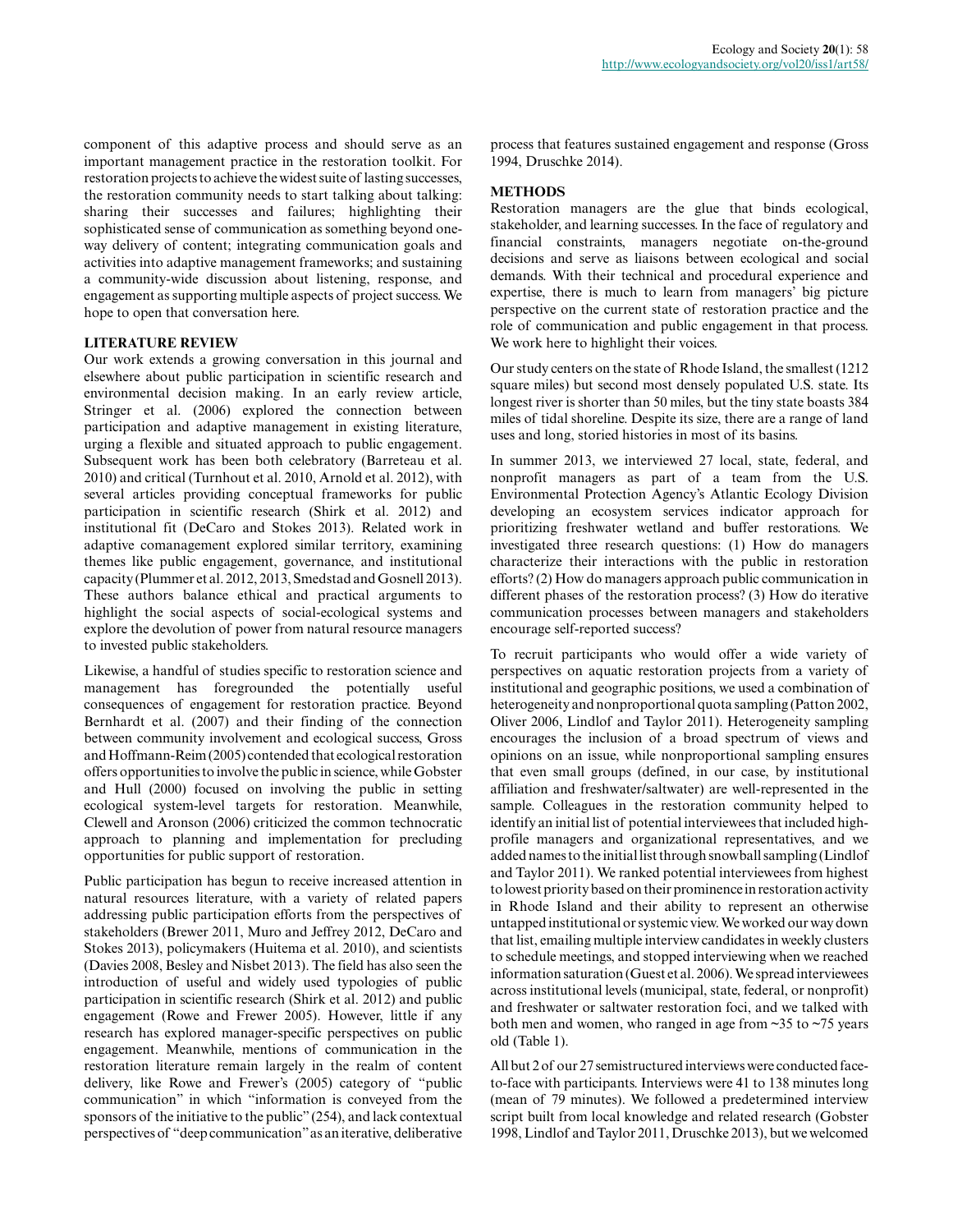component of this adaptive process and should serve as an important management practice in the restoration toolkit. For restoration projects to achieve the widest suite of lasting successes, the restoration community needs to start talking about talking: sharing their successes and failures; highlighting their sophisticated sense of communication as something beyond one-way delivery of content; integrating communication goals and activities into adaptive management frameworks; and sustaining a community-wide discussion about listening, response, and engagement as supporting multiple aspects of project success. We hope to open that conversation here.

## LITERATURE REVIEW

Our work extends a growing conversation in this journal and elsewhere about public participation in scientific research and environmental decision making. In an early review article, Stringer et al. (2006) explored the connection between participation and adaptive management in existing literature, urging a flexible and situated approach to public engagement. Subsequent work has been both celebratory (Barreteau et al. 2010) and critical (Turnhout et al. 2010, Arnold et al. 2012), with several articles providing conceptual frameworks for public participation in scientific research (Shirk et al. 2012) and institutional fit (DeCaro and Stokes 2013). Related work in adaptive comanagement explored similar territory, examining themes like public engagement, governance, and institutional capacity (Plummer et al. 2012, 2013, Smedstad and Gosnell 2013). These authors balance ethical and practical arguments to highlight the social aspects of social-ecological systems and explore the devolution of power from natural resource managers to invested public stakeholders.

Likewise, a handful of studies specific to restoration science and management has foregrounded the potentially useful consequences of engagement for restoration practice. Beyond Bernhardt et al. (2007) and their finding of the connection between community involvement and ecological success, Gross and Hoffmann-Reim (2005) contended that ecological restoration offers opportunities to involve the public in science, while Gobster and Hull (2000) focused on involving the public in setting ecological system-level targets for restoration. Meanwhile, Clewell and Aronson (2006) criticized the common technocratic approach to planning and implementation for precluding opportunities for public support of restoration.

Public participation has begun to receive increased attention in natural resources literature, with a variety of related papers addressing public participation efforts from the perspectives of stakeholders (Brewer 2011, Muro and Jeffrey 2012, DeCaro and Stokes 2013), policymakers (Huitema et al. 2010), and scientists (Davies 2008, Besley and Nisbet 2013). The field has also seen the introduction of useful and widely used typologies of public participation in scientific research (Shirk et al. 2012) and public engagement (Rowe and Frewer 2005). However, little if any research has explored manager-specific perspectives on public engagement. Meanwhile, mentions of communication in the restoration literature remain largely in the realm of content delivery, like Rowe and Frewer's (2005) category of "public communication" in which "information is conveyed from the sponsors of the initiative to the public" (254), and lack contextual perspectives of "deep communication" as an iterative, deliberative process that features sustained engagement and response (Gross 1994, Druschke 2014).

## METHODS

Restoration managers are the glue that binds ecological, stakeholder, and learning successes. In the face of regulatory and financial constraints, managers negotiate on-the-ground decisions and serve as liaisons between ecological and social demands. With their technical and procedural experience and expertise, there is much to learn from managers' big picture perspective on the current state of restoration practice and the role of communication and public engagement in that process. We work here to highlight their voices.

Our study centers on the state of Rhode Island, the smallest (1212 square miles) but second most densely populated U.S. state. Its longest river is shorter than 50 miles, but the tiny state boasts 384 miles of tidal shoreline. Despite its size, there are a range of land uses and long, storied histories in most of its basins.

In summer 2013, we interviewed 27 local, state, federal, and nonprofit managers as part of a team from the U.S. Environmental Protection Agency's Atlantic Ecology Division developing an ecosystem services indicator approach for prioritizing freshwater wetland and buffer restorations. We investigated three research questions: (1) How do managers characterize their interactions with the public in restoration efforts? (2) How do managers approach public communication in different phases of the restoration process? (3) How do iterative communication processes between managers and stakeholders encourage self-reported success?

To recruit participants who would offer a wide variety of perspectives on aquatic restoration projects from a variety of institutional and geographic positions, we used a combination of heterogeneity and nonproportional quota sampling (Patton 2002, Oliver 2006, Lindlof and Taylor 2011). Heterogeneity sampling encourages the inclusion of a broad spectrum of views and opinions on an issue, while nonproportional sampling ensures that even small groups (defined, in our case, by institutional affiliation and freshwater/saltwater) are well-represented in the sample. Colleagues in the restoration community helped to identify an initial list of potential interviewees that included high-profile managers and organizational representatives, and we added names to the initial list through snowball sampling (Lindlof and Taylor 2011). We ranked potential interviewees from highest to lowest priority based on their prominence in restoration activity in Rhode Island and their ability to represent an otherwise untapped institutional or systemic view. We worked our way down that list, emailing multiple interview candidates in weekly clusters to schedule meetings, and stopped interviewing when we reached information saturation (Guest et al. 2006). We spread interviewees across institutional levels (municipal, state, federal, or nonprofit) and freshwater or saltwater restoration foci, and we talked with both men and women, who ranged in age from ~35 to ~75 years old (Table 1).

All but 2 of our 27 semistructured interviews were conducted face-to-face with participants. Interviews were 41 to 138 minutes long (mean of 79 minutes). We followed a predetermined interview script built from local knowledge and related research (Gobster 1998, Lindlof and Taylor 2011, Druschke 2013), but we welcomed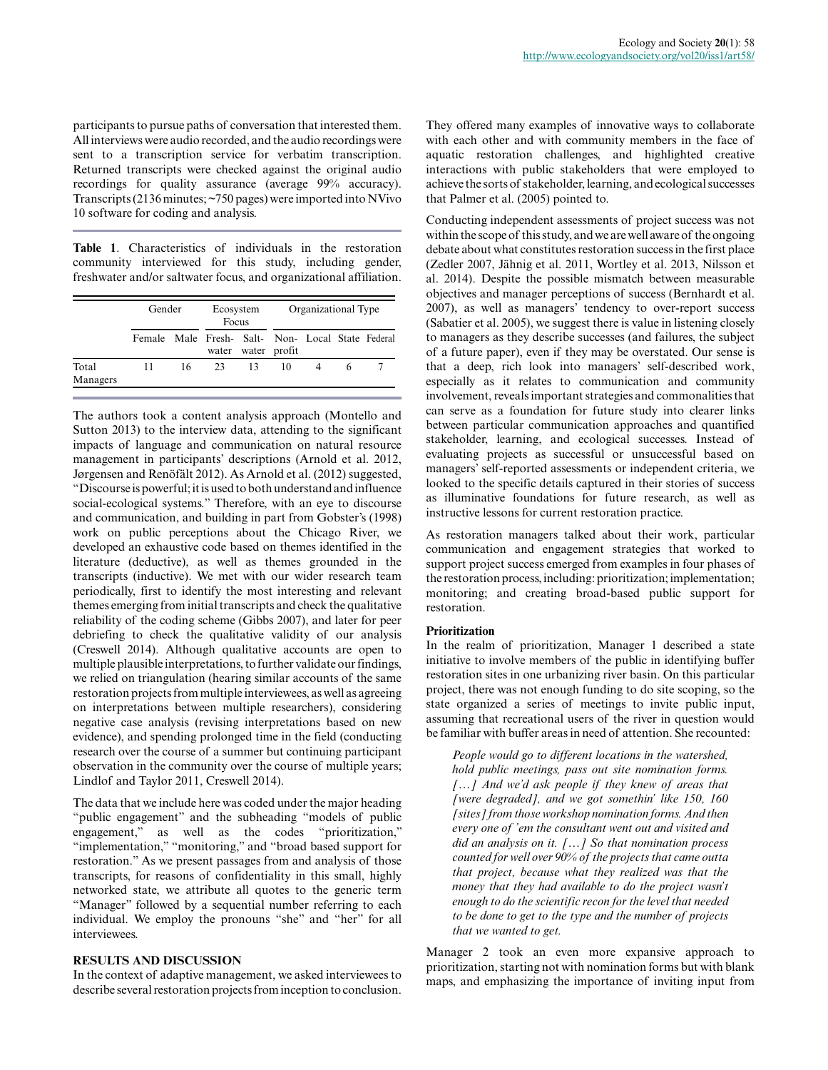participants to pursue paths of conversation that interested them. All interviews were audio recorded, and the audio recordings were sent to a transcription service for verbatim transcription. Returned transcripts were checked against the original audio recordings for quality assurance (average 99% accuracy). Transcripts (2136 minutes; ~750 pages) were imported into NVivo 10 software for coding and analysis.

**Table 1**. Characteristics of individuals in the restoration community interviewed for this study, including gender, freshwater and/or saltwater focus, and organizational affiliation.

| | Gender | | Ecosystem Focus | | Organizational Type | | | |
|---|---|---|---|---|---|---|---|---|
| | Female | Male | Fresh-water | Salt-water | Non-profit | Local | State | Federal |
| Total Managers | 11 | 16 | 23 | 13 | 10 | 4 | 6 | 7 |

The authors took a content analysis approach (Montello and Sutton 2013) to the interview data, attending to the significant impacts of language and communication on natural resource management in participants' descriptions (Arnold et al. 2012, Jørgensen and Renöfält 2012). As Arnold et al. (2012) suggested, "Discourse is powerful; it is used to both understand and influence social-ecological systems." Therefore, with an eye to discourse and communication, and building in part from Gobster's (1998) work on public perceptions about the Chicago River, we developed an exhaustive code based on themes identified in the literature (deductive), as well as themes grounded in the transcripts (inductive). We met with our wider research team periodically, first to identify the most interesting and relevant themes emerging from initial transcripts and check the qualitative reliability of the coding scheme (Gibbs 2007), and later for peer debriefing to check the qualitative validity of our analysis (Creswell 2014). Although qualitative accounts are open to multiple plausible interpretations, to further validate our findings, we relied on triangulation (hearing similar accounts of the same restoration projects from multiple interviewees, as well as agreeing on interpretations between multiple researchers), considering negative case analysis (revising interpretations based on new evidence), and spending prolonged time in the field (conducting research over the course of a summer but continuing participant observation in the community over the course of multiple years; Lindlof and Taylor 2011, Creswell 2014).

The data that we include here was coded under the major heading "public engagement" and the subheading "models of public engagement," as well as the codes "prioritization," "implementation," "monitoring," and "broad based support for restoration." As we present passages from and analysis of those transcripts, for reasons of confidentiality in this small, highly networked state, we attribute all quotes to the generic term "Manager" followed by a sequential number referring to each individual. We employ the pronouns "she" and "her" for all interviewees.

## RESULTS AND DISCUSSION

In the context of adaptive management, we asked interviewees to describe several restoration projects from inception to conclusion. They offered many examples of innovative ways to collaborate with each other and with community members in the face of aquatic restoration challenges, and highlighted creative interactions with public stakeholders that were employed to achieve the sorts of stakeholder, learning, and ecological successes that Palmer et al. (2005) pointed to.

Conducting independent assessments of project success was not within the scope of this study, and we are well aware of the ongoing debate about what constitutes restoration success in the first place (Zedler 2007, Jähnig et al. 2011, Wortley et al. 2013, Nilsson et al. 2014). Despite the possible mismatch between measurable objectives and manager perceptions of success (Bernhardt et al. 2007), as well as managers' tendency to over-report success (Sabatier et al. 2005), we suggest there is value in listening closely to managers as they describe successes (and failures, the subject of a future paper), even if they may be overstated. Our sense is that a deep, rich look into managers' self-described work, especially as it relates to communication and community involvement, reveals important strategies and commonalities that can serve as a foundation for future study into clearer links between particular communication approaches and quantified stakeholder, learning, and ecological successes. Instead of evaluating projects as successful or unsuccessful based on managers' self-reported assessments or independent criteria, we looked to the specific details captured in their stories of success as illuminative foundations for future research, as well as instructive lessons for current restoration practice.

As restoration managers talked about their work, particular communication and engagement strategies that worked to support project success emerged from examples in four phases of the restoration process, including: prioritization; implementation; monitoring; and creating broad-based public support for restoration.

### Prioritization

In the realm of prioritization, Manager 1 described a state initiative to involve members of the public in identifying buffer restoration sites in one urbanizing river basin. On this particular project, there was not enough funding to do site scoping, so the state organized a series of meetings to invite public input, assuming that recreational users of the river in question would be familiar with buffer areas in need of attention. She recounted:

> *People would go to different locations in the watershed, hold public meetings, pass out site nomination forms. […] And we'd ask people if they knew of areas that [were degraded], and we got somethin' like 150, 160 [sites] from those workshop nomination forms. And then every one of 'em the consultant went out and visited and did an analysis on it. […] So that nomination process counted for well over 90% of the projects that came outta that project, because what they realized was that the money that they had available to do the project wasn't enough to do the scientific recon for the level that needed to be done to get to the type and the number of projects that we wanted to get.*

Manager 2 took an even more expansive approach to prioritization, starting not with nomination forms but with blank maps, and emphasizing the importance of inviting input from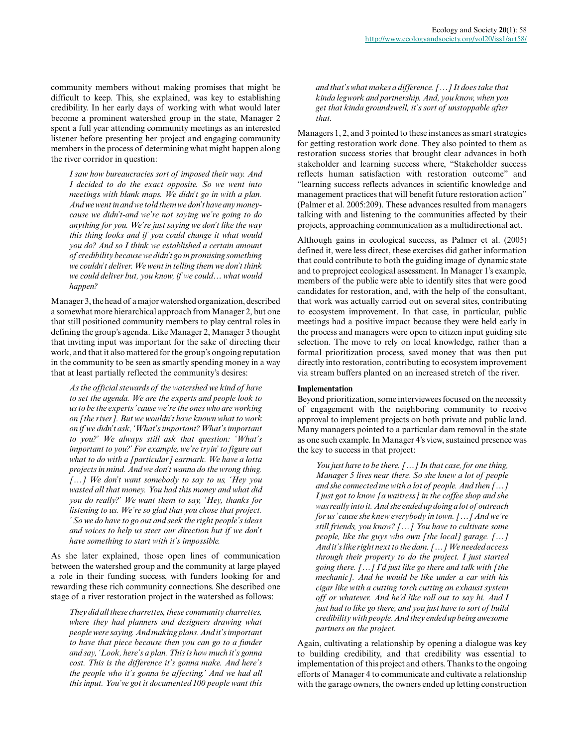community members without making promises that might be difficult to keep. This, she explained, was key to establishing credibility. In her early days of working with what would later become a prominent watershed group in the state, Manager 2 spent a full year attending community meetings as an interested listener before presenting her project and engaging community members in the process of determining what might happen along the river corridor in question:

> *I saw how bureaucracies sort of imposed their way. And I decided to do the exact opposite. So we went into meetings with blank maps. We didn't go in with a plan. And we went in and we told them we don't have any money-cause we didn't-and we're not saying we're going to do anything for you. We're just saying we don't like the way this thing looks and if you could change it what would you do? And so I think we established a certain amount of credibility because we didn't go in promising something we couldn't deliver. We went in telling them we don't think we could deliver but, you know, if we could… what would happen?*

Manager 3, the head of a major watershed organization, described a somewhat more hierarchical approach from Manager 2, but one that still positioned community members to play central roles in defining the group's agenda. Like Manager 2, Manager 3 thought that inviting input was important for the sake of directing their work, and that it also mattered for the group's ongoing reputation in the community to be seen as smartly spending money in a way that at least partially reflected the community's desires:

> *As the official stewards of the watershed we kind of have to set the agenda. We are the experts and people look to us to be the experts 'cause we're the ones who are working on [the river]. But we wouldn't have known what to work on if we didn't ask, 'What's important? What's important to you?' We always still ask that question: 'What's important to you?' For example, we're tryin' to figure out what to do with a [particular] earmark. We have a lotta projects in mind. And we don't wanna do the wrong thing. […] We don't want somebody to say to us, 'Hey you wasted all that money. You had this money and what did you do really?' We want them to say, 'Hey, thanks for listening to us. We're so glad that you chose that project. ' So we do have to go out and seek the right people's ideas and voices to help us steer our direction but if we don't have something to start with it's impossible.*

As she later explained, those open lines of communication between the watershed group and the community at large played a role in their funding success, with funders looking for and rewarding these rich community connections. She described one stage of a river restoration project in the watershed as follows:

> *They did all these charrettes, these community charrettes, where they had planners and designers drawing what people were saying. And making plans. And it's important to have that piece because then you can go to a funder and say, 'Look, here's a plan. This is how much it's gonna cost. This is the difference it's gonna make. And here's the people who it's gonna be affecting.' And we had all this input. You've got it documented 100 people want this and that's what makes a difference. […] It does take that kinda legwork and partnership. And, you know, when you get that kinda groundswell, it's sort of unstoppable after that.*

Managers 1, 2, and 3 pointed to these instances as smart strategies for getting restoration work done. They also pointed to them as restoration success stories that brought clear advances in both stakeholder and learning success where, "Stakeholder success reflects human satisfaction with restoration outcome" and "learning success reflects advances in scientific knowledge and management practices that will benefit future restoration action" (Palmer et al. 2005:209). These advances resulted from managers talking with and listening to the communities affected by their projects, approaching communication as a multidirectional act.

Although gains in ecological success, as Palmer et al. (2005) defined it, were less direct, these exercises did gather information that could contribute to both the guiding image of dynamic state and to preproject ecological assessment. In Manager 1's example, members of the public were able to identify sites that were good candidates for restoration, and, with the help of the consultant, that work was actually carried out on several sites, contributing to ecosystem improvement. In that case, in particular, public meetings had a positive impact because they were held early in the process and managers were open to citizen input guiding site selection. The move to rely on local knowledge, rather than a formal prioritization process, saved money that was then put directly into restoration, contributing to ecosystem improvement via stream buffers planted on an increased stretch of the river.

#### Implementation

Beyond prioritization, some interviewees focused on the necessity of engagement with the neighboring community to receive approval to implement projects on both private and public land. Many managers pointed to a particular dam removal in the state as one such example. In Manager 4's view, sustained presence was the key to success in that project:

> *You just have to be there. […] In that case, for one thing, Manager 5 lives near there. So she knew a lot of people and she connected me with a lot of people. And then […] I just got to know [a waitress] in the coffee shop and she was really into it. And she ended up doing a lot of outreach for us 'cause she knew everybody in town. […] And we're still friends, you know? […] You have to cultivate some people, like the guys who own [the local] garage. […] And it's like right next to the dam. […] We needed access through their property to do the project. I just started going there. […] I'd just like go there and talk with [the mechanic]. And he would be like under a car with his cigar like with a cutting torch cutting an exhaust system off or whatever. And he'd like roll out to say hi. And I just had to like go there, and you just have to sort of build credibility with people. And they ended up being awesome partners on the project.*

Again, cultivating a relationship by opening a dialogue was key to building credibility, and that credibility was essential to implementation of this project and others. Thanks to the ongoing efforts of Manager 4 to communicate and cultivate a relationship with the garage owners, the owners ended up letting construction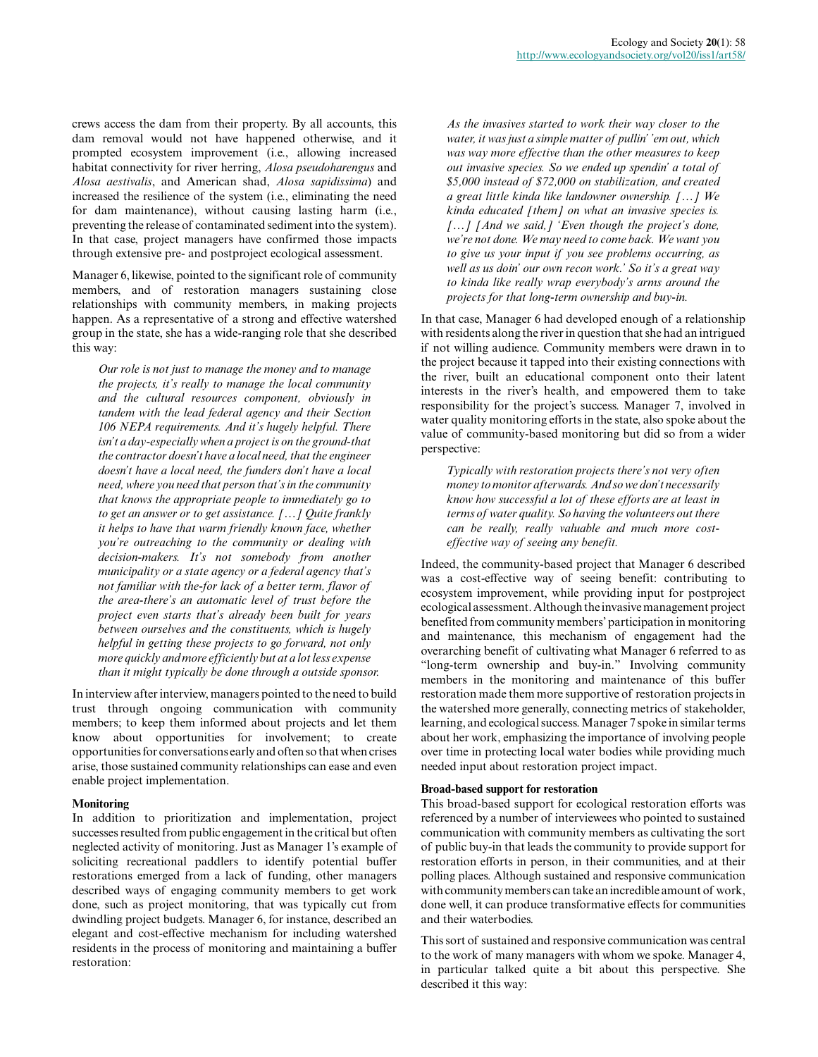crews access the dam from their property. By all accounts, this dam removal would not have happened otherwise, and it prompted ecosystem improvement (i.e., allowing increased habitat connectivity for river herring, *Alosa pseudoharengus* and *Alosa aestivalis*, and American shad, *Alosa sapidissima*) and increased the resilience of the system (i.e., eliminating the need for dam maintenance), without causing lasting harm (i.e., preventing the release of contaminated sediment into the system). In that case, project managers have confirmed those impacts through extensive pre- and postproject ecological assessment.

Manager 6, likewise, pointed to the significant role of community members, and of restoration managers sustaining close relationships with community members, in making projects happen. As a representative of a strong and effective watershed group in the state, she has a wide-ranging role that she described this way:

> *Our role is not just to manage the money and to manage the projects, it's really to manage the local community and the cultural resources component, obviously in tandem with the lead federal agency and their Section 106 NEPA requirements. And it's hugely helpful. There isn't a day-especially when a project is on the ground-that the contractor doesn't have a local need, that the engineer doesn't have a local need, the funders don't have a local need, where you need that person that's in the community that knows the appropriate people to immediately go to to get an answer or to get assistance. […] Quite frankly it helps to have that warm friendly known face, whether you're outreaching to the community or dealing with decision-makers. It's not somebody from another municipality or a state agency or a federal agency that's not familiar with the-for lack of a better term, flavor of the area-there's an automatic level of trust before the project even starts that's already been built for years between ourselves and the constituents, which is hugely helpful in getting these projects to go forward, not only more quickly and more efficiently but at a lot less expense than it might typically be done through a outside sponsor.*

In interview after interview, managers pointed to the need to build trust through ongoing communication with community members; to keep them informed about projects and let them know about opportunities for involvement; to create opportunities for conversations early and often so that when crises arise, those sustained community relationships can ease and even enable project implementation.

**Monitoring**

In addition to prioritization and implementation, project successes resulted from public engagement in the critical but often neglected activity of monitoring. Just as Manager 1's example of soliciting recreational paddlers to identify potential buffer restorations emerged from a lack of funding, other managers described ways of engaging community members to get work done, such as project monitoring, that was typically cut from dwindling project budgets. Manager 6, for instance, described an elegant and cost-effective mechanism for including watershed residents in the process of monitoring and maintaining a buffer restoration:

> *As the invasives started to work their way closer to the water, it was just a simple matter of pullin' 'em out, which was way more effective than the other measures to keep out invasive species. So we ended up spendin' a total of $5,000 instead of $72,000 on stabilization, and created a great little kinda like landowner ownership. […] We kinda educated [them] on what an invasive species is. […] [And we said,] 'Even though the project's done, we're not done. We may need to come back. We want you to give us your input if you see problems occurring, as well as us doin' our own recon work.' So it's a great way to kinda like really wrap everybody's arms around the projects for that long-term ownership and buy-in.*

In that case, Manager 6 had developed enough of a relationship with residents along the river in question that she had an intrigued if not willing audience. Community members were drawn in to the project because it tapped into their existing connections with the river, built an educational component onto their latent interests in the river's health, and empowered them to take responsibility for the project's success. Manager 7, involved in water quality monitoring efforts in the state, also spoke about the value of community-based monitoring but did so from a wider perspective:

> *Typically with restoration projects there's not very often money to monitor afterwards. And so we don't necessarily know how successful a lot of these efforts are at least in terms of water quality. So having the volunteers out there can be really, really valuable and much more cost-effective way of seeing any benefit.*

Indeed, the community-based project that Manager 6 described was a cost-effective way of seeing benefit: contributing to ecosystem improvement, while providing input for postproject ecological assessment. Although the invasive management project benefited from community members' participation in monitoring and maintenance, this mechanism of engagement had the overarching benefit of cultivating what Manager 6 referred to as "long-term ownership and buy-in." Involving community members in the monitoring and maintenance of this buffer restoration made them more supportive of restoration projects in the watershed more generally, connecting metrics of stakeholder, learning, and ecological success. Manager 7 spoke in similar terms about her work, emphasizing the importance of involving people over time in protecting local water bodies while providing much needed input about restoration project impact.

**Broad-based support for restoration**

This broad-based support for ecological restoration efforts was referenced by a number of interviewees who pointed to sustained communication with community members as cultivating the sort of public buy-in that leads the community to provide support for restoration efforts in person, in their communities, and at their polling places. Although sustained and responsive communication with community members can take an incredible amount of work, done well, it can produce transformative effects for communities and their waterbodies.

This sort of sustained and responsive communication was central to the work of many managers with whom we spoke. Manager 4, in particular talked quite a bit about this perspective. She described it this way: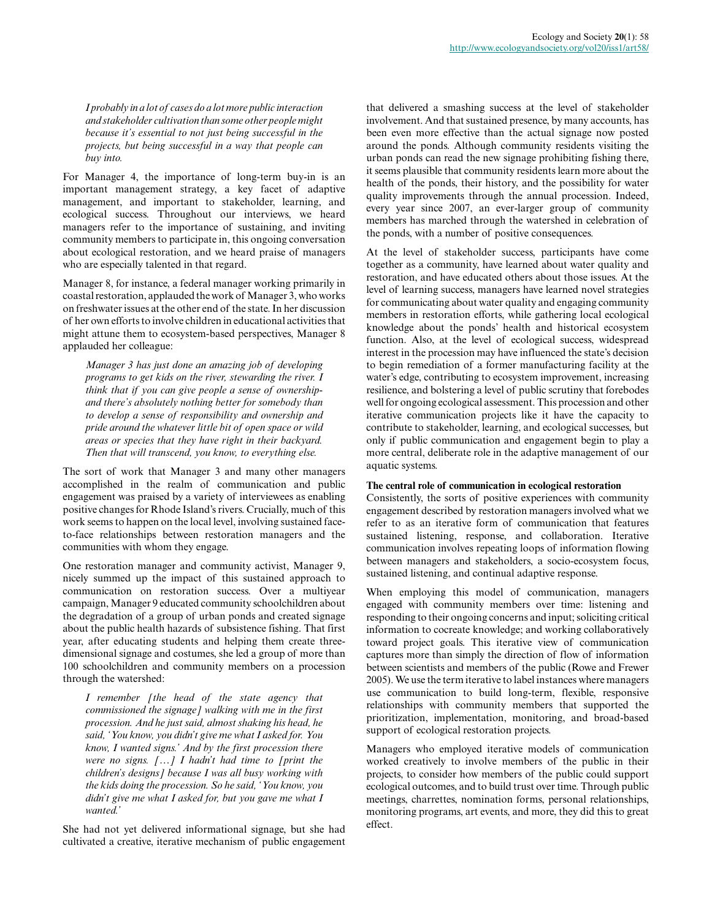> *I probably in a lot of cases do a lot more public interaction and stakeholder cultivation than some other people might because it's essential to not just being successful in the projects, but being successful in a way that people can buy into.*

For Manager 4, the importance of long-term buy-in is an important management strategy, a key facet of adaptive management, and important to stakeholder, learning, and ecological success. Throughout our interviews, we heard managers refer to the importance of sustaining, and inviting community members to participate in, this ongoing conversation about ecological restoration, and we heard praise of managers who are especially talented in that regard.

Manager 8, for instance, a federal manager working primarily in coastal restoration, applauded the work of Manager 3, who works on freshwater issues at the other end of the state. In her discussion of her own efforts to involve children in educational activities that might attune them to ecosystem-based perspectives, Manager 8 applauded her colleague:

> *Manager 3 has just done an amazing job of developing programs to get kids on the river, stewarding the river. I think that if you can give people a sense of ownership- and there's absolutely nothing better for somebody than to develop a sense of responsibility and ownership and pride around the whatever little bit of open space or wild areas or species that they have right in their backyard. Then that will transcend, you know, to everything else.*

The sort of work that Manager 3 and many other managers accomplished in the realm of communication and public engagement was praised by a variety of interviewees as enabling positive changes for Rhode Island's rivers. Crucially, much of this work seems to happen on the local level, involving sustained face-to-face relationships between restoration managers and the communities with whom they engage.

One restoration manager and community activist, Manager 9, nicely summed up the impact of this sustained approach to communication on restoration success. Over a multiyear campaign, Manager 9 educated community schoolchildren about the degradation of a group of urban ponds and created signage about the public health hazards of subsistence fishing. That first year, after educating students and helping them create three-dimensional signage and costumes, she led a group of more than 100 schoolchildren and community members on a procession through the watershed:

> *I remember [the head of the state agency that commissioned the signage] walking with me in the first procession. And he just said, almost shaking his head, he said, 'You know, you didn't give me what I asked for. You know, I wanted signs.' And by the first procession there were no signs. [...] I hadn't had time to [print the children's designs] because I was all busy working with the kids doing the procession. So he said, 'You know, you didn't give me what I asked for, but you gave me what I wanted.'*

She had not yet delivered informational signage, but she had cultivated a creative, iterative mechanism of public engagement that delivered a smashing success at the level of stakeholder involvement. And that sustained presence, by many accounts, has been even more effective than the actual signage now posted around the ponds. Although community residents visiting the urban ponds can read the new signage prohibiting fishing there, it seems plausible that community residents learn more about the health of the ponds, their history, and the possibility for water quality improvements through the annual procession. Indeed, every year since 2007, an ever-larger group of community members has marched through the watershed in celebration of the ponds, with a number of positive consequences.

At the level of stakeholder success, participants have come together as a community, have learned about water quality and restoration, and have educated others about those issues. At the level of learning success, managers have learned novel strategies for communicating about water quality and engaging community members in restoration efforts, while gathering local ecological knowledge about the ponds' health and historical ecosystem function. Also, at the level of ecological success, widespread interest in the procession may have influenced the state's decision to begin remediation of a former manufacturing facility at the water's edge, contributing to ecosystem improvement, increasing resilience, and bolstering a level of public scrutiny that forebodes well for ongoing ecological assessment. This procession and other iterative communication projects like it have the capacity to contribute to stakeholder, learning, and ecological successes, but only if public communication and engagement begin to play a more central, deliberate role in the adaptive management of our aquatic systems.

### The central role of communication in ecological restoration

Consistently, the sorts of positive experiences with community engagement described by restoration managers involved what we refer to as an iterative form of communication that features sustained listening, response, and collaboration. Iterative communication involves repeating loops of information flowing between managers and stakeholders, a socio-ecosystem focus, sustained listening, and continual adaptive response.

When employing this model of communication, managers engaged with community members over time: listening and responding to their ongoing concerns and input; soliciting critical information to cocreate knowledge; and working collaboratively toward project goals. This iterative view of communication captures more than simply the direction of flow of information between scientists and members of the public (Rowe and Frewer 2005). We use the term iterative to label instances where managers use communication to build long-term, flexible, responsive relationships with community members that supported the prioritization, implementation, monitoring, and broad-based support of ecological restoration projects.

Managers who employed iterative models of communication worked creatively to involve members of the public in their projects, to consider how members of the public could support ecological outcomes, and to build trust over time. Through public meetings, charrettes, nomination forms, personal relationships, monitoring programs, art events, and more, they did this to great effect.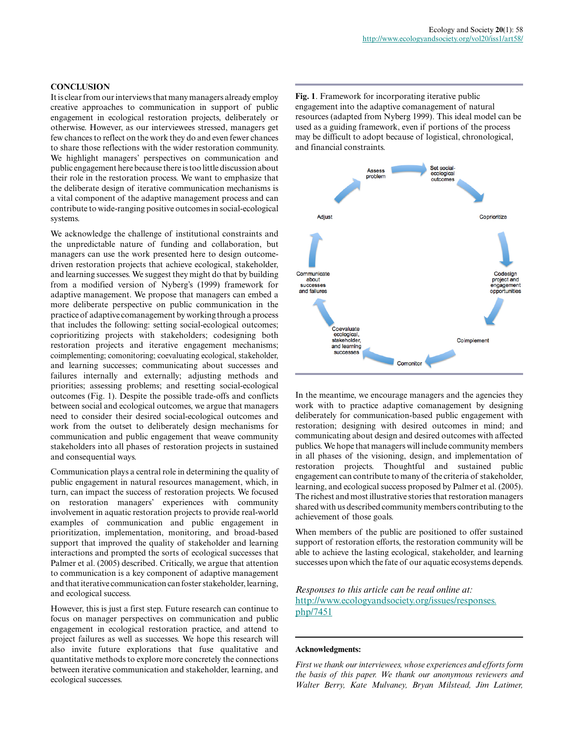## CONCLUSION

It is clear from our interviews that many managers already employ creative approaches to communication in support of public engagement in ecological restoration projects, deliberately or otherwise. However, as our interviewees stressed, managers get few chances to reflect on the work they do and even fewer chances to share those reflections with the wider restoration community. We highlight managers' perspectives on communication and public engagement here because there is too little discussion about their role in the restoration process. We want to emphasize that the deliberate design of iterative communication mechanisms is a vital component of the adaptive management process and can contribute to wide-ranging positive outcomes in social-ecological systems.

We acknowledge the challenge of institutional constraints and the unpredictable nature of funding and collaboration, but managers can use the work presented here to design outcome-driven restoration projects that achieve ecological, stakeholder, and learning successes. We suggest they might do that by building from a modified version of Nyberg's (1999) framework for adaptive management. We propose that managers can embed a more deliberate perspective on public communication in the practice of adaptive comanagement by working through a process that includes the following: setting social-ecological outcomes; coprioritizing projects with stakeholders; codesigning both restoration projects and iterative engagement mechanisms; coimplementing; comonitoring; coevaluating ecological, stakeholder, and learning successes; communicating about successes and failures internally and externally; adjusting methods and priorities; assessing problems; and resetting social-ecological outcomes (Fig. 1). Despite the possible trade-offs and conflicts between social and ecological outcomes, we argue that managers need to consider their desired social-ecological outcomes and work from the outset to deliberately design mechanisms for communication and public engagement that weave community stakeholders into all phases of restoration projects in sustained and consequential ways.

Communication plays a central role in determining the quality of public engagement in natural resources management, which, in turn, can impact the success of restoration projects. We focused on restoration managers' experiences with community involvement in aquatic restoration projects to provide real-world examples of communication and public engagement in prioritization, implementation, monitoring, and broad-based support that improved the quality of stakeholder and learning interactions and prompted the sorts of ecological successes that Palmer et al. (2005) described. Critically, we argue that attention to communication is a key component of adaptive management and that iterative communication can foster stakeholder, learning, and ecological success.

However, this is just a first step. Future research can continue to focus on manager perspectives on communication and public engagement in ecological restoration practice, and attend to project failures as well as successes. We hope this research will also invite future explorations that fuse qualitative and quantitative methods to explore more concretely the connections between iterative communication and stakeholder, learning, and ecological successes.

**Fig. 1**. Framework for incorporating iterative public engagement into the adaptive comanagement of natural resources (adapted from Nyberg 1999). This ideal model can be used as a guiding framework, even if portions of the process may be difficult to adopt because of logistical, chronological, and financial constraints.

Assess problem → Set social-ecological outcomes → Coprioritize → Codesign project and engagement opportunities → Coimplement → Comonitor → Coevaluate ecological, stakeholder, and learning successes → Communicate about successes and failures → Adjust

In the meantime, we encourage managers and the agencies they work with to practice adaptive comanagement by designing deliberately for communication-based public engagement with restoration; designing with desired outcomes in mind; and communicating about design and desired outcomes with affected publics. We hope that managers will include community members in all phases of the visioning, design, and implementation of restoration projects. Thoughtful and sustained public engagement can contribute to many of the criteria of stakeholder, learning, and ecological success proposed by Palmer et al. (2005). The richest and most illustrative stories that restoration managers shared with us described community members contributing to the achievement of those goals.

When members of the public are positioned to offer sustained support of restoration efforts, the restoration community will be able to achieve the lasting ecological, stakeholder, and learning successes upon which the fate of our aquatic ecosystems depends.

*Responses to this article can be read online at:* http://www.ecologyandsociety.org/issues/responses.php/7451

**Acknowledgments:**

*First we thank our interviewees, whose experiences and efforts form the basis of this paper. We thank our anonymous reviewers and Walter Berry, Kate Mulvaney, Bryan Milstead, Jim Latimer,*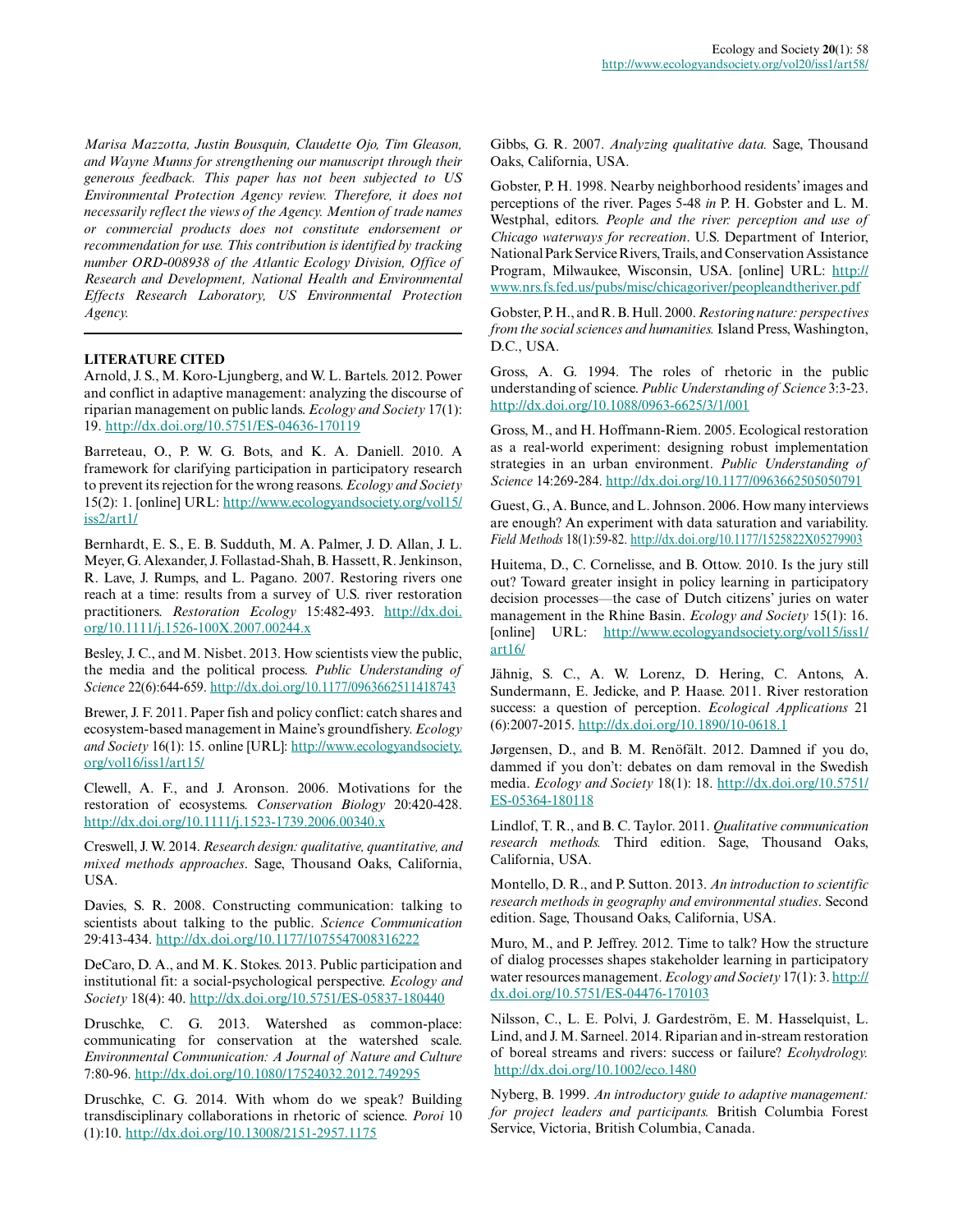*Marisa Mazzotta, Justin Bousquin, Claudette Ojo, Tim Gleason, and Wayne Munns for strengthening our manuscript through their generous feedback. This paper has not been subjected to US Environmental Protection Agency review. Therefore, it does not necessarily reflect the views of the Agency. Mention of trade names or commercial products does not constitute endorsement or recommendation for use. This contribution is identified by tracking number ORD-008938 of the Atlantic Ecology Division, Office of Research and Development, National Health and Environmental Effects Research Laboratory, US Environmental Protection Agency.*

## LITERATURE CITED

Arnold, J. S., M. Koro-Ljungberg, and W. L. Bartels. 2012. Power and conflict in adaptive management: analyzing the discourse of riparian management on public lands. *Ecology and Society* 17(1): 19. http://dx.doi.org/10.5751/ES-04636-170119

Barreteau, O., P. W. G. Bots, and K. A. Daniell. 2010. A framework for clarifying participation in participatory research to prevent its rejection for the wrong reasons. *Ecology and Society* 15(2): 1. [online] URL: http://www.ecologyandsociety.org/vol15/iss2/art1/

Bernhardt, E. S., E. B. Sudduth, M. A. Palmer, J. D. Allan, J. L. Meyer, G. Alexander, J. Follastad-Shah, B. Hassett, R. Jenkinson, R. Lave, J. Rumps, and L. Pagano. 2007. Restoring rivers one reach at a time: results from a survey of U.S. river restoration practitioners. *Restoration Ecology* 15:482-493. http://dx.doi.org/10.1111/j.1526-100X.2007.00244.x

Besley, J. C., and M. Nisbet. 2013. How scientists view the public, the media and the political process. *Public Understanding of Science* 22(6):644-659. http://dx.doi.org/10.1177/0963662511418743

Brewer, J. F. 2011. Paper fish and policy conflict: catch shares and ecosystem-based management in Maine's groundfishery. *Ecology and Society* 16(1): 15. online [URL]: http://www.ecologyandsociety.org/vol16/iss1/art15/

Clewell, A. F., and J. Aronson. 2006. Motivations for the restoration of ecosystems. *Conservation Biology* 20:420-428. http://dx.doi.org/10.1111/j.1523-1739.2006.00340.x

Creswell, J. W. 2014. *Research design: qualitative, quantitative, and mixed methods approaches*. Sage, Thousand Oaks, California, USA.

Davies, S. R. 2008. Constructing communication: talking to scientists about talking to the public. *Science Communication* 29:413-434. http://dx.doi.org/10.1177/1075547008316222

DeCaro, D. A., and M. K. Stokes. 2013. Public participation and institutional fit: a social-psychological perspective. *Ecology and Society* 18(4): 40. http://dx.doi.org/10.5751/ES-05837-180440

Druschke, C. G. 2013. Watershed as common-place: communicating for conservation at the watershed scale. *Environmental Communication: A Journal of Nature and Culture* 7:80-96. http://dx.doi.org/10.1080/17524032.2012.749295

Druschke, C. G. 2014. With whom do we speak? Building transdisciplinary collaborations in rhetoric of science. *Poroi* 10 (1):10. http://dx.doi.org/10.13008/2151-2957.1175

Gibbs, G. R. 2007. *Analyzing qualitative data.* Sage, Thousand Oaks, California, USA.

Gobster, P. H. 1998. Nearby neighborhood residents' images and perceptions of the river. Pages 5-48 *in* P. H. Gobster and L. M. Westphal, editors. *People and the river: perception and use of Chicago waterways for recreation*. U.S. Department of Interior, National Park Service Rivers, Trails, and Conservation Assistance Program, Milwaukee, Wisconsin, USA. [online] URL: http://www.nrs.fs.fed.us/pubs/misc/chicagoriver/peopleandtheriver.pdf

Gobster, P. H., and R. B. Hull. 2000. *Restoring nature: perspectives from the social sciences and humanities.* Island Press, Washington, D.C., USA.

Gross, A. G. 1994. The roles of rhetoric in the public understanding of science. *Public Understanding of Science* 3:3-23. http://dx.doi.org/10.1088/0963-6625/3/1/001

Gross, M., and H. Hoffmann-Riem. 2005. Ecological restoration as a real-world experiment: designing robust implementation strategies in an urban environment. *Public Understanding of Science* 14:269-284. http://dx.doi.org/10.1177/0963662505050791

Guest, G., A. Bunce, and L. Johnson. 2006. How many interviews are enough? An experiment with data saturation and variability. *Field Methods* 18(1):59-82. http://dx.doi.org/10.1177/1525822X05279903

Huitema, D., C. Cornelisse, and B. Ottow. 2010. Is the jury still out? Toward greater insight in policy learning in participatory decision processes—the case of Dutch citizens' juries on water management in the Rhine Basin. *Ecology and Society* 15(1): 16. [online] URL: http://www.ecologyandsociety.org/vol15/iss1/art16/

Jähnig, S. C., A. W. Lorenz, D. Hering, C. Antons, A. Sundermann, E. Jedicke, and P. Haase. 2011. River restoration success: a question of perception. *Ecological Applications* 21 (6):2007-2015. http://dx.doi.org/10.1890/10-0618.1

Jørgensen, D., and B. M. Renöfält. 2012. Damned if you do, dammed if you don't: debates on dam removal in the Swedish media. *Ecology and Society* 18(1): 18. http://dx.doi.org/10.5751/ES-05364-180118

Lindlof, T. R., and B. C. Taylor. 2011. *Qualitative communication research methods.* Third edition. Sage, Thousand Oaks, California, USA.

Montello, D. R., and P. Sutton. 2013. *An introduction to scientific research methods in geography and environmental studies*. Second edition. Sage, Thousand Oaks, California, USA.

Muro, M., and P. Jeffrey. 2012. Time to talk? How the structure of dialog processes shapes stakeholder learning in participatory water resources management. *Ecology and Society* 17(1): 3. http://dx.doi.org/10.5751/ES-04476-170103

Nilsson, C., L. E. Polvi, J. Gardeström, E. M. Hasselquist, L. Lind, and J. M. Sarneel. 2014. Riparian and in-stream restoration of boreal streams and rivers: success or failure? *Ecohydrology.* http://dx.doi.org/10.1002/eco.1480

Nyberg, B. 1999. *An introductory guide to adaptive management: for project leaders and participants.* British Columbia Forest Service, Victoria, British Columbia, Canada.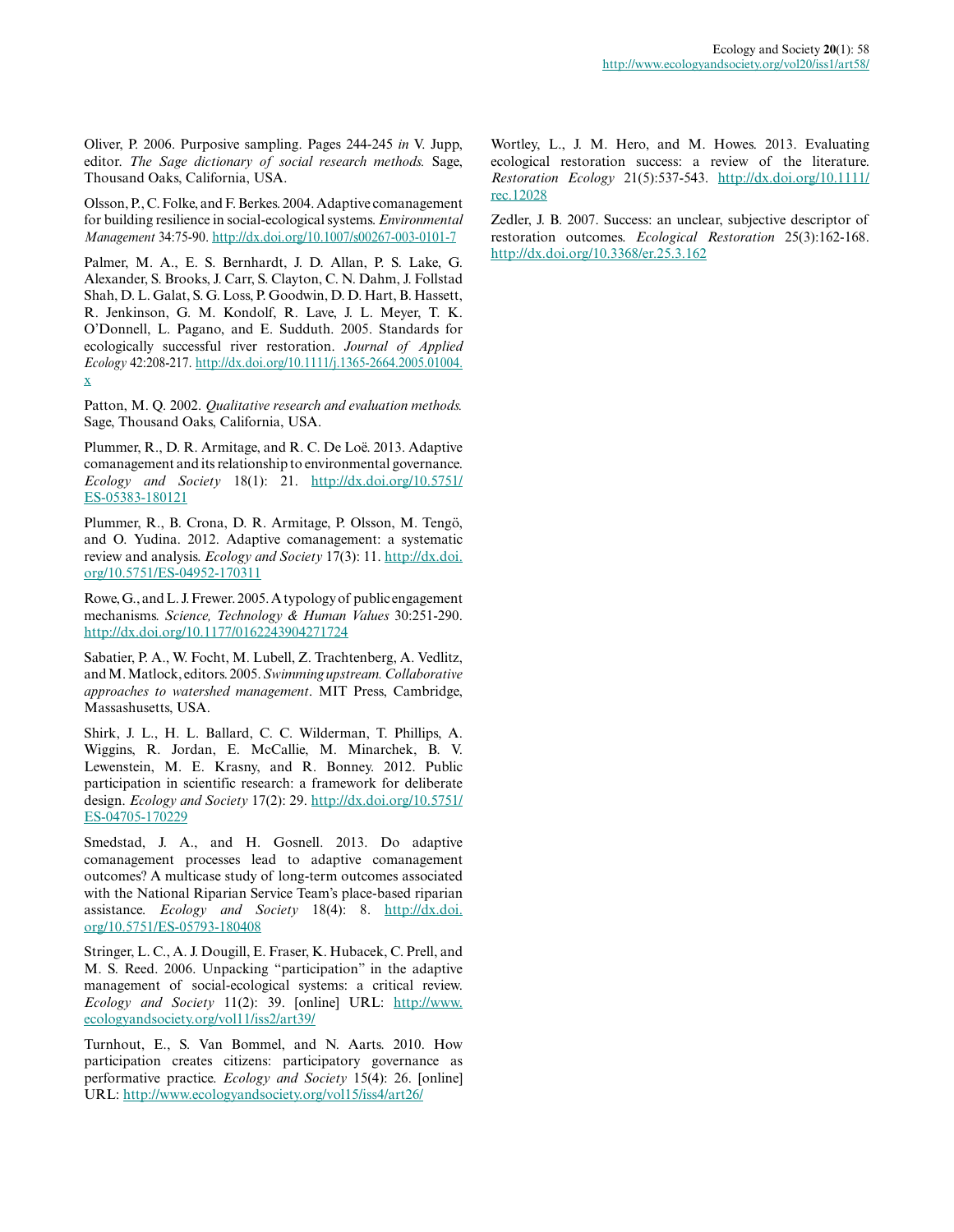Oliver, P. 2006. Purposive sampling. Pages 244-245 *in* V. Jupp, editor. *The Sage dictionary of social research methods.* Sage, Thousand Oaks, California, USA.

Olsson, P., C. Folke, and F. Berkes. 2004. Adaptive comanagement for building resilience in social-ecological systems. *Environmental Management* 34:75-90. http://dx.doi.org/10.1007/s00267-003-0101-7

Palmer, M. A., E. S. Bernhardt, J. D. Allan, P. S. Lake, G. Alexander, S. Brooks, J. Carr, S. Clayton, C. N. Dahm, J. Follstad Shah, D. L. Galat, S. G. Loss, P. Goodwin, D. D. Hart, B. Hassett, R. Jenkinson, G. M. Kondolf, R. Lave, J. L. Meyer, T. K. O'Donnell, L. Pagano, and E. Sudduth. 2005. Standards for ecologically successful river restoration. *Journal of Applied Ecology* 42:208-217. http://dx.doi.org/10.1111/j.1365-2664.2005.01004.x

Patton, M. Q. 2002. *Qualitative research and evaluation methods.* Sage, Thousand Oaks, California, USA.

Plummer, R., D. R. Armitage, and R. C. De Loë. 2013. Adaptive comanagement and its relationship to environmental governance. *Ecology and Society* 18(1): 21. http://dx.doi.org/10.5751/ES-05383-180121

Plummer, R., B. Crona, D. R. Armitage, P. Olsson, M. Tengö, and O. Yudina. 2012. Adaptive comanagement: a systematic review and analysis. *Ecology and Society* 17(3): 11. http://dx.doi.org/10.5751/ES-04952-170311

Rowe, G., and L. J. Frewer. 2005. A typology of public engagement mechanisms. *Science, Technology & Human Values* 30:251-290. http://dx.doi.org/10.1177/0162243904271724

Sabatier, P. A., W. Focht, M. Lubell, Z. Trachtenberg, A. Vedlitz, and M. Matlock, editors. 2005. *Swimming upstream. Collaborative approaches to watershed management*. MIT Press, Cambridge, Massashusetts, USA.

Shirk, J. L., H. L. Ballard, C. C. Wilderman, T. Phillips, A. Wiggins, R. Jordan, E. McCallie, M. Minarchek, B. V. Lewenstein, M. E. Krasny, and R. Bonney. 2012. Public participation in scientific research: a framework for deliberate design. *Ecology and Society* 17(2): 29. http://dx.doi.org/10.5751/ES-04705-170229

Smedstad, J. A., and H. Gosnell. 2013. Do adaptive comanagement processes lead to adaptive comanagement outcomes? A multicase study of long-term outcomes associated with the National Riparian Service Team's place-based riparian assistance. *Ecology and Society* 18(4): 8. http://dx.doi.org/10.5751/ES-05793-180408

Stringer, L. C., A. J. Dougill, E. Fraser, K. Hubacek, C. Prell, and M. S. Reed. 2006. Unpacking "participation" in the adaptive management of social-ecological systems: a critical review. *Ecology and Society* 11(2): 39. [online] URL: http://www.ecologyandsociety.org/vol11/iss2/art39/

Turnhout, E., S. Van Bommel, and N. Aarts. 2010. How participation creates citizens: participatory governance as performative practice. *Ecology and Society* 15(4): 26. [online] URL: http://www.ecologyandsociety.org/vol15/iss4/art26/

Wortley, L., J. M. Hero, and M. Howes. 2013. Evaluating ecological restoration success: a review of the literature. *Restoration Ecology* 21(5):537-543. http://dx.doi.org/10.1111/rec.12028

Zedler, J. B. 2007. Success: an unclear, subjective descriptor of restoration outcomes. *Ecological Restoration* 25(3):162-168. http://dx.doi.org/10.3368/er.25.3.162